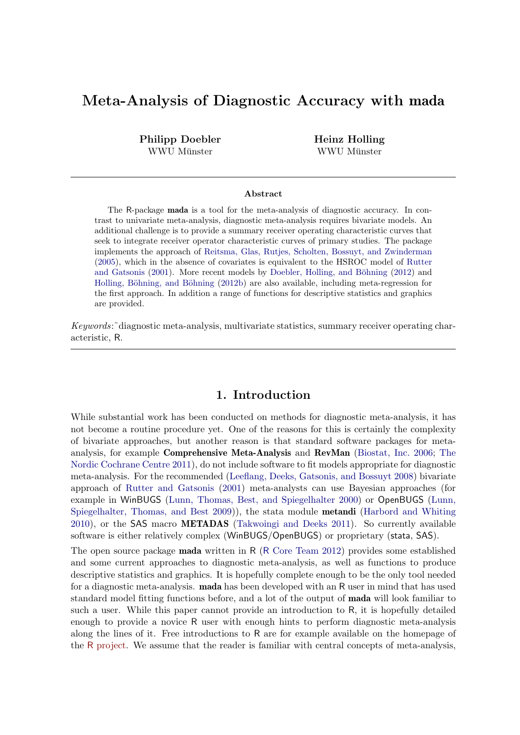# Meta-Analysis of Diagnostic Accuracy with mada

**Philipp Doebler**
WWU Münster

**Heinz Holling**
WWU Münster

### Abstract

The R-package **mada** is a tool for the meta-analysis of diagnostic accuracy. In contrast to univariate meta-analysis, diagnostic meta-analysis requires bivariate models. An additional challenge is to provide a summary receiver operating characteristic curves that seek to integrate receiver operator characteristic curves of primary studies. The package implements the approach of Reitsma, Glas, Rutjes, Scholten, Bossuyt, and Zwinderman (2005), which in the absence of covariates is equivalent to the HSROC model of Rutter and Gatsonis (2001). More recent models by Doebler, Holling, and Böhning (2012) and Holling, Böhning, and Böhning (2012b) are also available, including meta-regression for the first approach. In addition a range of functions for descriptive statistics and graphics are provided.

*Keywords*:~diagnostic meta-analysis, multivariate statistics, summary receiver operating characteristic, R.

## 1. Introduction

While substantial work has been conducted on methods for diagnostic meta-analysis, it has not become a routine procedure yet. One of the reasons for this is certainly the complexity of bivariate approaches, but another reason is that standard software packages for meta-analysis, for example **Comprehensive Meta-Analysis** and **RevMan** (Biostat, Inc. 2006; The Nordic Cochrane Centre 2011), do not include software to fit models appropriate for diagnostic meta-analysis. For the recommended (Leeflang, Deeks, Gatsonis, and Bossuyt 2008) bivariate approach of Rutter and Gatsonis (2001) meta-analysts can use Bayesian approaches (for example in WinBUGS (Lunn, Thomas, Best, and Spiegelhalter 2000) or OpenBUGS (Lunn, Spiegelhalter, Thomas, and Best 2009)), the stata module **metandi** (Harbord and Whiting 2010), or the SAS macro **METADAS** (Takwoingi and Deeks 2011). So currently available software is either relatively complex (WinBUGS/OpenBUGS) or proprietary (stata, SAS).

The open source package **mada** written in R (R Core Team 2012) provides some established and some current approaches to diagnostic meta-analysis, as well as functions to produce descriptive statistics and graphics. It is hopefully complete enough to be the only tool needed for a diagnostic meta-analysis. **mada** has been developed with an R user in mind that has used standard model fitting functions before, and a lot of the output of **mada** will look familiar to such a user. While this paper cannot provide an introduction to R, it is hopefully detailed enough to provide a novice R user with enough hints to perform diagnostic meta-analysis along the lines of it. Free introductions to R are for example available on the homepage of the R project. We assume that the reader is familiar with central concepts of meta-analysis,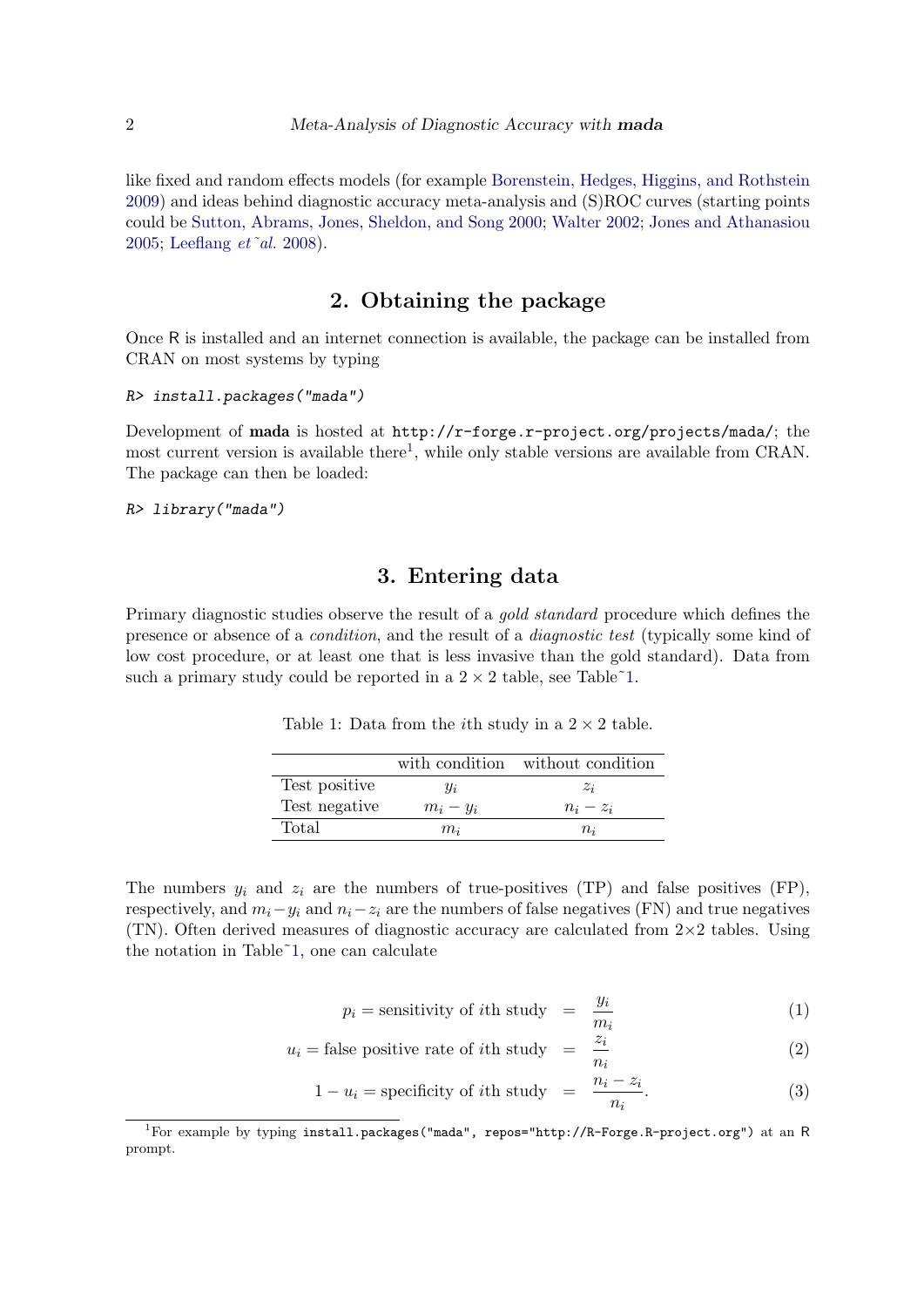like fixed and random effects models (for example Borenstein, Hedges, Higgins, and Rothstein 2009) and ideas behind diagnostic accuracy meta-analysis and (S)ROC curves (starting points could be Sutton, Abrams, Jones, Sheldon, and Song 2000; Walter 2002; Jones and Athanasiou 2005; Leeflang *et˜al.* 2008).

## 2. Obtaining the package

Once R is installed and an internet connection is available, the package can be installed from CRAN on most systems by typing

```
R> install.packages("mada")
```

Development of **mada** is hosted at `http://r-forge.r-project.org/projects/mada/`; the most current version is available there[1], while only stable versions are available from CRAN. The package can then be loaded:

```
R> library("mada")
```

## 3. Entering data

Primary diagnostic studies observe the result of a *gold standard* procedure which defines the presence or absence of a *condition*, and the result of a *diagnostic test* (typically some kind of low cost procedure, or at least one that is less invasive than the gold standard). Data from such a primary study could be reported in a $2 \times 2$ table, see Table˜1.

Table 1: Data from the $i$th study in a $2 \times 2$ table.

| | with condition | without condition |
|---|---|---|
| Test positive | $y_i$ | $z_i$ |
| Test negative | $m_i - y_i$ | $n_i - z_i$ |
| Total | $m_i$ | $n_i$ |

The numbers $y_i$ and $z_i$ are the numbers of true-positives (TP) and false positives (FP), respectively, and $m_i - y_i$ and $n_i - z_i$ are the numbers of false negatives (FN) and true negatives (TN). Often derived measures of diagnostic accuracy are calculated from $2 \times 2$ tables. Using the notation in Table˜1, one can calculate

$$p_i = \text{sensitivity of } i\text{th study} = \frac{y_i}{m_i} \tag{1}$$

$$u_i = \text{false positive rate of } i\text{th study} = \frac{z_i}{n_i} \tag{2}$$

$$1 - u_i = \text{specificity of } i\text{th study} = \frac{n_i - z_i}{n_i}. \tag{3}$$

[1] For example by typing `install.packages("mada", repos="http://R-Forge.R-project.org")` at an R prompt.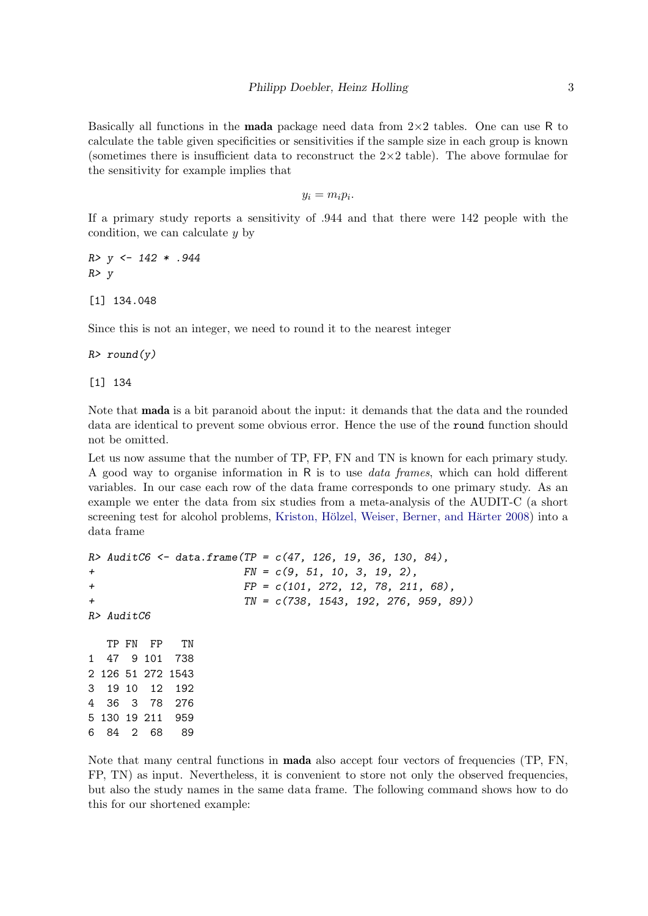Basically all functions in the **mada** package need data from 2×2 tables. One can use R to calculate the table given specificities or sensitivities if the sample size in each group is known (sometimes there is insufficient data to reconstruct the 2×2 table). The above formulae for the sensitivity for example implies that

$$y_i = m_i p_i.$$

If a primary study reports a sensitivity of .944 and that there were 142 people with the condition, we can calculate $y$ by

```
R> y <- 142 * .944
R> y
```

```
[1] 134.048
```

Since this is not an integer, we need to round it to the nearest integer

```
R> round(y)
```

```
[1] 134
```

Note that **mada** is a bit paranoid about the input: it demands that the data and the rounded data are identical to prevent some obvious error. Hence the use of the `round` function should not be omitted.

Let us now assume that the number of TP, FP, FN and TN is known for each primary study. A good way to organise information in R is to use *data frames*, which can hold different variables. In our case each row of the data frame corresponds to one primary study. As an example we enter the data from six studies from a meta-analysis of the AUDIT-C (a short screening test for alcohol problems, Kriston, Hölzel, Weiser, Berner, and Härter 2008) into a data frame

```
R> AuditC6 <- data.frame(TP = c(47, 126, 19, 36, 130, 84),
+                        FN = c(9, 51, 10, 3, 19, 2),
+                        FP = c(101, 272, 12, 78, 211, 68),
+                        TN = c(738, 1543, 192, 276, 959, 89))
R> AuditC6
```

```
   TP FN  FP   TN
1  47  9 101  738
2 126 51 272 1543
3  19 10  12  192
4  36  3  78  276
5 130 19 211  959
6  84  2  68   89
```

Note that many central functions in **mada** also accept four vectors of frequencies (TP, FN, FP, TN) as input. Nevertheless, it is convenient to store not only the observed frequencies, but also the study names in the same data frame. The following command shows how to do this for our shortened example: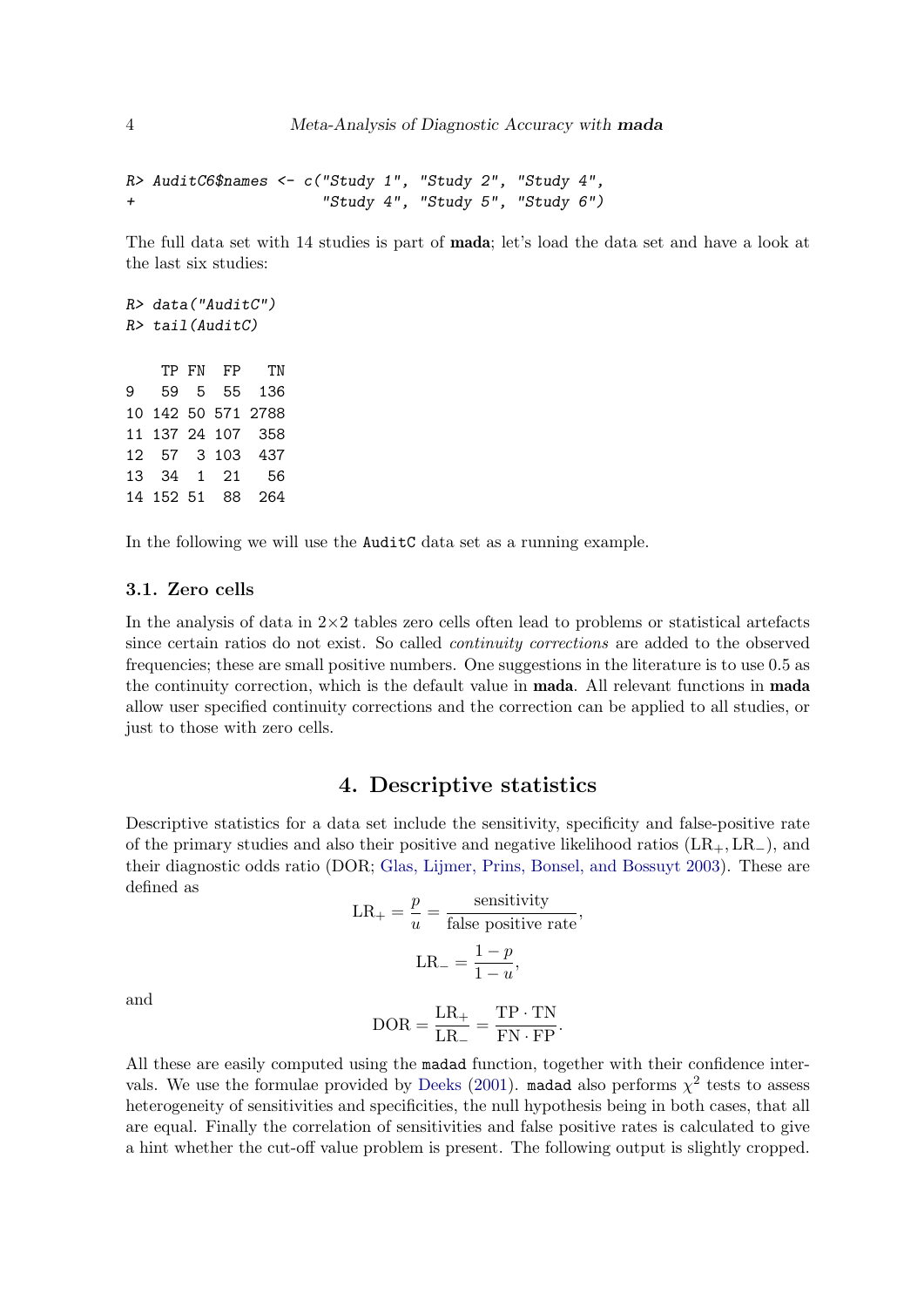```
R> AuditC6$names <- c("Study 1", "Study 2", "Study 4",
+                     "Study 4", "Study 5", "Study 6")
```

The full data set with 14 studies is part of **mada**; let's load the data set and have a look at the last six studies:

```
R> data("AuditC")
R> tail(AuditC)

    TP FN  FP   TN
9   59  5  55  136
10 142 50 571 2788
11 137 24 107  358
12  57  3 103  437
13  34  1  21   56
14 152 51  88  264
```

In the following we will use the AuditC data set as a running example.

### 3.1. Zero cells

In the analysis of data in 2×2 tables zero cells often lead to problems or statistical artefacts since certain ratios do not exist. So called *continuity corrections* are added to the observed frequencies; these are small positive numbers. One suggestions in the literature is to use 0.5 as the continuity correction, which is the default value in **mada**. All relevant functions in **mada** allow user specified continuity corrections and the correction can be applied to all studies, or just to those with zero cells.

## 4. Descriptive statistics

Descriptive statistics for a data set include the sensitivity, specificity and false-positive rate of the primary studies and also their positive and negative likelihood ratios ($\mathrm{LR}_+, \mathrm{LR}_-$), and their diagnostic odds ratio (DOR; Glas, Lijmer, Prins, Bonsel, and Bossuyt 2003). These are defined as

$$\mathrm{LR}_+ = \frac{p}{u} = \frac{\text{sensitivity}}{\text{false positive rate}},$$

$$\mathrm{LR}_- = \frac{1-p}{1-u},$$

and

$$\mathrm{DOR} = \frac{\mathrm{LR}_+}{\mathrm{LR}_-} = \frac{\mathrm{TP} \cdot \mathrm{TN}}{\mathrm{FN} \cdot \mathrm{FP}}.$$

All these are easily computed using the madad function, together with their confidence intervals. We use the formulae provided by Deeks (2001). madad also performs $\chi^2$ tests to assess heterogeneity of sensitivities and specificities, the null hypothesis being in both cases, that all are equal. Finally the correlation of sensitivities and false positive rates is calculated to give a hint whether the cut-off value problem is present. The following output is slightly cropped.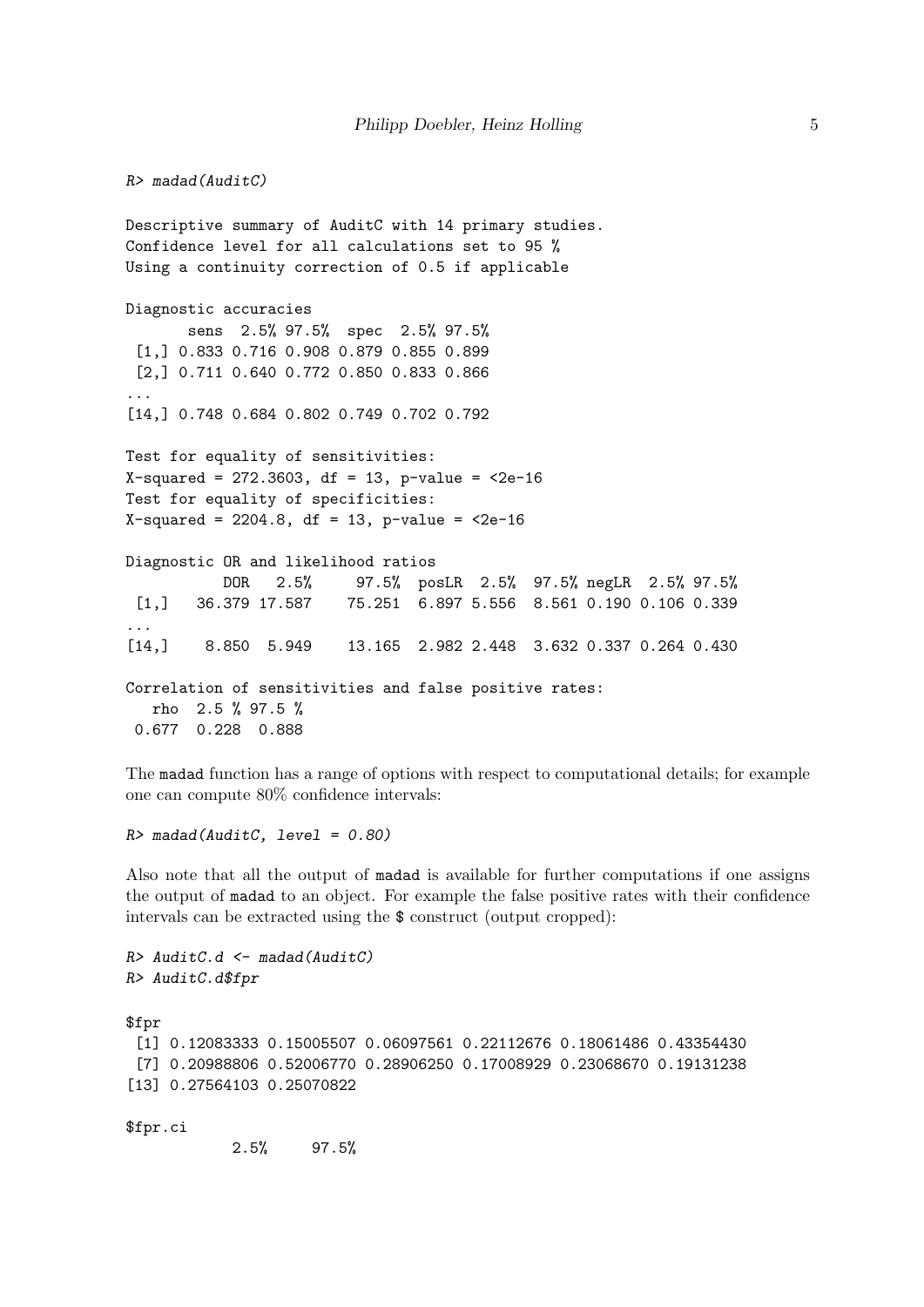```
R> madad(AuditC)

Descriptive summary of AuditC with 14 primary studies.
Confidence level for all calculations set to 95 %
Using a continuity correction of 0.5 if applicable

Diagnostic accuracies
       sens  2.5% 97.5%  spec  2.5% 97.5%
 [1,] 0.833 0.716 0.908 0.879 0.855 0.899
 [2,] 0.711 0.640 0.772 0.850 0.833 0.866
...
[14,] 0.748 0.684 0.802 0.749 0.702 0.792

Test for equality of sensitivities:
X-squared = 272.3603, df = 13, p-value = <2e-16
Test for equality of specificities:
X-squared = 2204.8, df = 13, p-value = <2e-16

Diagnostic OR and likelihood ratios
          DOR   2.5%     97.5%  posLR  2.5%  97.5% negLR  2.5% 97.5%
 [1,]   36.379 17.587    75.251  6.897 5.556  8.561 0.190 0.106 0.339
...
[14,]    8.850  5.949    13.165  2.982 2.448  3.632 0.337 0.264 0.430

Correlation of sensitivities and false positive rates:
   rho  2.5 % 97.5 %
 0.677  0.228  0.888
```

The madad function has a range of options with respect to computational details; for example one can compute 80% confidence intervals:

```
R> madad(AuditC, level = 0.80)
```

Also note that all the output of madad is available for further computations if one assigns the output of madad to an object. For example the false positive rates with their confidence intervals can be extracted using the $ construct (output cropped):

```
R> AuditC.d <- madad(AuditC)
R> AuditC.d$fpr

$fpr
 [1] 0.12083333 0.15005507 0.06097561 0.22112676 0.18061486 0.43354430
 [7] 0.20988806 0.52006770 0.28906250 0.17008929 0.23068670 0.19131238
[13] 0.27564103 0.25070822

$fpr.ci
           2.5%     97.5%
```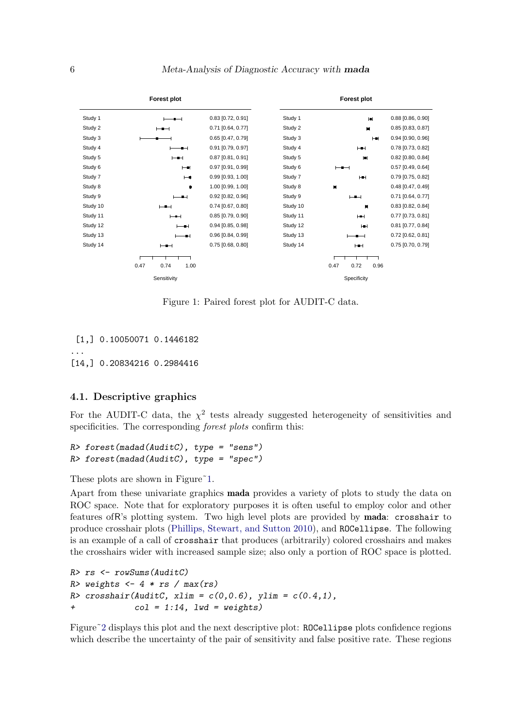Forest plot

| | Sensitivity |
|---|---|
| Study 1 | 0.83 [0.72, 0.91] |
| Study 2 | 0.71 [0.64, 0.77] |
| Study 3 | 0.65 [0.47, 0.79] |
| Study 4 | 0.91 [0.79, 0.97] |
| Study 5 | 0.87 [0.81, 0.91] |
| Study 6 | 0.97 [0.91, 0.99] |
| Study 7 | 0.99 [0.93, 1.00] |
| Study 8 | 1.00 [0.99, 1.00] |
| Study 9 | 0.92 [0.82, 0.96] |
| Study 10 | 0.74 [0.67, 0.80] |
| Study 11 | 0.85 [0.79, 0.90] |
| Study 12 | 0.94 [0.85, 0.98] |
| Study 13 | 0.96 [0.84, 0.99] |
| Study 14 | 0.75 [0.68, 0.80] |

Forest plot

| | Specificity |
|---|---|
| Study 1 | 0.88 [0.86, 0.90] |
| Study 2 | 0.85 [0.83, 0.87] |
| Study 3 | 0.94 [0.90, 0.96] |
| Study 4 | 0.78 [0.73, 0.82] |
| Study 5 | 0.82 [0.80, 0.84] |
| Study 6 | 0.57 [0.49, 0.64] |
| Study 7 | 0.79 [0.75, 0.82] |
| Study 8 | 0.48 [0.47, 0.49] |
| Study 9 | 0.71 [0.64, 0.77] |
| Study 10 | 0.83 [0.82, 0.84] |
| Study 11 | 0.77 [0.73, 0.81] |
| Study 12 | 0.81 [0.77, 0.84] |
| Study 13 | 0.72 [0.62, 0.81] |
| Study 14 | 0.75 [0.70, 0.79] |

Figure 1: Paired forest plot for AUDIT-C data.

```
 [1,] 0.10050071 0.1446182
...
[14,] 0.20834216 0.2984416
```

## 4.1. Descriptive graphics

For the AUDIT-C data, the $\chi^2$ tests already suggested heterogeneity of sensitivities and specificities. The corresponding *forest plots* confirm this:

```
R> forest(madad(AuditC), type = "sens")
R> forest(madad(AuditC), type = "spec")
```

These plots are shown in Figure 1.

Apart from these univariate graphics **mada** provides a variety of plots to study the data on ROC space. Note that for exploratory purposes it is often useful to employ color and other features of R's plotting system. Two high level plots are provided by **mada**: `crosshair` to produce crosshair plots (Phillips, Stewart, and Sutton 2010), and `ROCellipse`. The following is an example of a call of `crosshair` that produces (arbitrarily) colored crosshairs and makes the crosshairs wider with increased sample size; also only a portion of ROC space is plotted.

```
R> rs <- rowSums(AuditC)
R> weights <- 4 * rs / max(rs)
R> crosshair(AuditC, xlim = c(0,0.6), ylim = c(0.4,1),
+            col = 1:14, lwd = weights)
```

Figure 2 displays this plot and the next descriptive plot: `ROCellipse` plots confidence regions which describe the uncertainty of the pair of sensitivity and false positive rate. These regions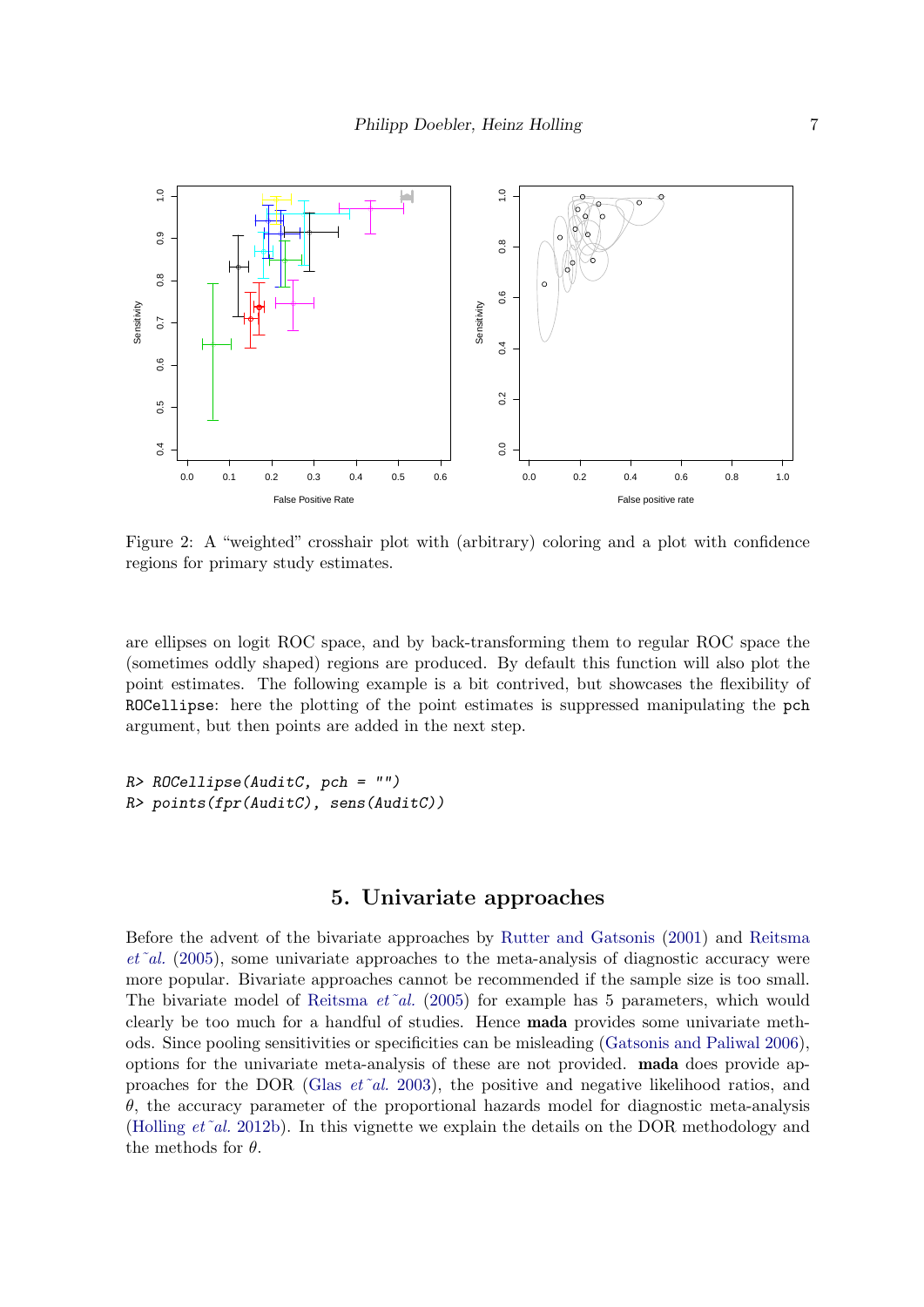Figure 2: A "weighted" crosshair plot with (arbitrary) coloring and a plot with confidence regions for primary study estimates.

are ellipses on logit ROC space, and by back-transforming them to regular ROC space the (sometimes oddly shaped) regions are produced. By default this function will also plot the point estimates. The following example is a bit contrived, but showcases the flexibility of `ROCellipse`: here the plotting of the point estimates is suppressed manipulating the `pch` argument, but then points are added in the next step.

```
R> ROCellipse(AuditC, pch = "")
R> points(fpr(AuditC), sens(AuditC))
```

## 5. Univariate approaches

Before the advent of the bivariate approaches by Rutter and Gatsonis (2001) and Reitsma *et al.* (2005), some univariate approaches to the meta-analysis of diagnostic accuracy were more popular. Bivariate approaches cannot be recommended if the sample size is too small. The bivariate model of Reitsma *et al.* (2005) for example has 5 parameters, which would clearly be too much for a handful of studies. Hence **mada** provides some univariate methods. Since pooling sensitivities or specificities can be misleading (Gatsonis and Paliwal 2006), options for the univariate meta-analysis of these are not provided. **mada** does provide approaches for the DOR (Glas *et al.* 2003), the positive and negative likelihood ratios, and $\theta$, the accuracy parameter of the proportional hazards model for diagnostic meta-analysis (Holling *et al.* 2012b). In this vignette we explain the details on the DOR methodology and the methods for $\theta$.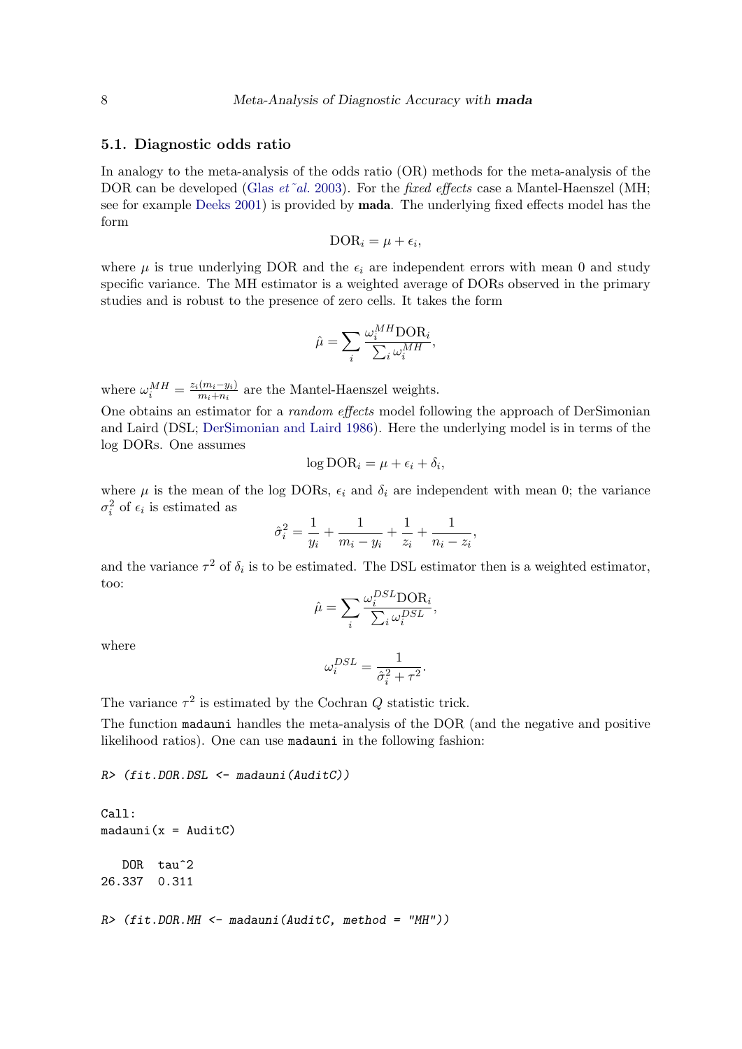### 5.1. Diagnostic odds ratio

In analogy to the meta-analysis of the odds ratio (OR) methods for the meta-analysis of the DOR can be developed (Glas *et~al.* 2003). For the *fixed effects* case a Mantel-Haenszel (MH; see for example Deeks 2001) is provided by **mada**. The underlying fixed effects model has the form

$$\mathrm{DOR}_i = \mu + \epsilon_i,$$

where $\mu$ is true underlying DOR and the $\epsilon_i$ are independent errors with mean 0 and study specific variance. The MH estimator is a weighted average of DORs observed in the primary studies and is robust to the presence of zero cells. It takes the form

$$\hat{\mu} = \sum_i \frac{\omega_i^{MH}\mathrm{DOR}_i}{\sum_i \omega_i^{MH}},$$

where $\omega_i^{MH} = \frac{z_i(m_i - y_i)}{m_i + n_i}$ are the Mantel-Haenszel weights.

One obtains an estimator for a *random effects* model following the approach of DerSimonian and Laird (DSL; DerSimonian and Laird 1986). Here the underlying model is in terms of the log DORs. One assumes

$$\log \mathrm{DOR}_i = \mu + \epsilon_i + \delta_i,$$

where $\mu$ is the mean of the log DORs, $\epsilon_i$ and $\delta_i$ are independent with mean 0; the variance $\sigma_i^2$ of $\epsilon_i$ is estimated as

$$\hat{\sigma}_i^2 = \frac{1}{y_i} + \frac{1}{m_i - y_i} + \frac{1}{z_i} + \frac{1}{n_i - z_i},$$

and the variance $\tau^2$ of $\delta_i$ is to be estimated. The DSL estimator then is a weighted estimator, too:

$$\hat{\mu} = \sum_i \frac{\omega_i^{DSL}\mathrm{DOR}_i}{\sum_i \omega_i^{DSL}},$$

where

$$\omega_i^{DSL} = \frac{1}{\hat{\sigma}_i^2 + \tau^2}.$$

The variance $\tau^2$ is estimated by the Cochran $Q$ statistic trick.

The function `madauni` handles the meta-analysis of the DOR (and the negative and positive likelihood ratios). One can use `madauni` in the following fashion:

```
R> (fit.DOR.DSL <- madauni(AuditC))

Call:
madauni(x = AuditC)

   DOR  tau^2
26.337  0.311

R> (fit.DOR.MH <- madauni(AuditC, method = "MH"))
```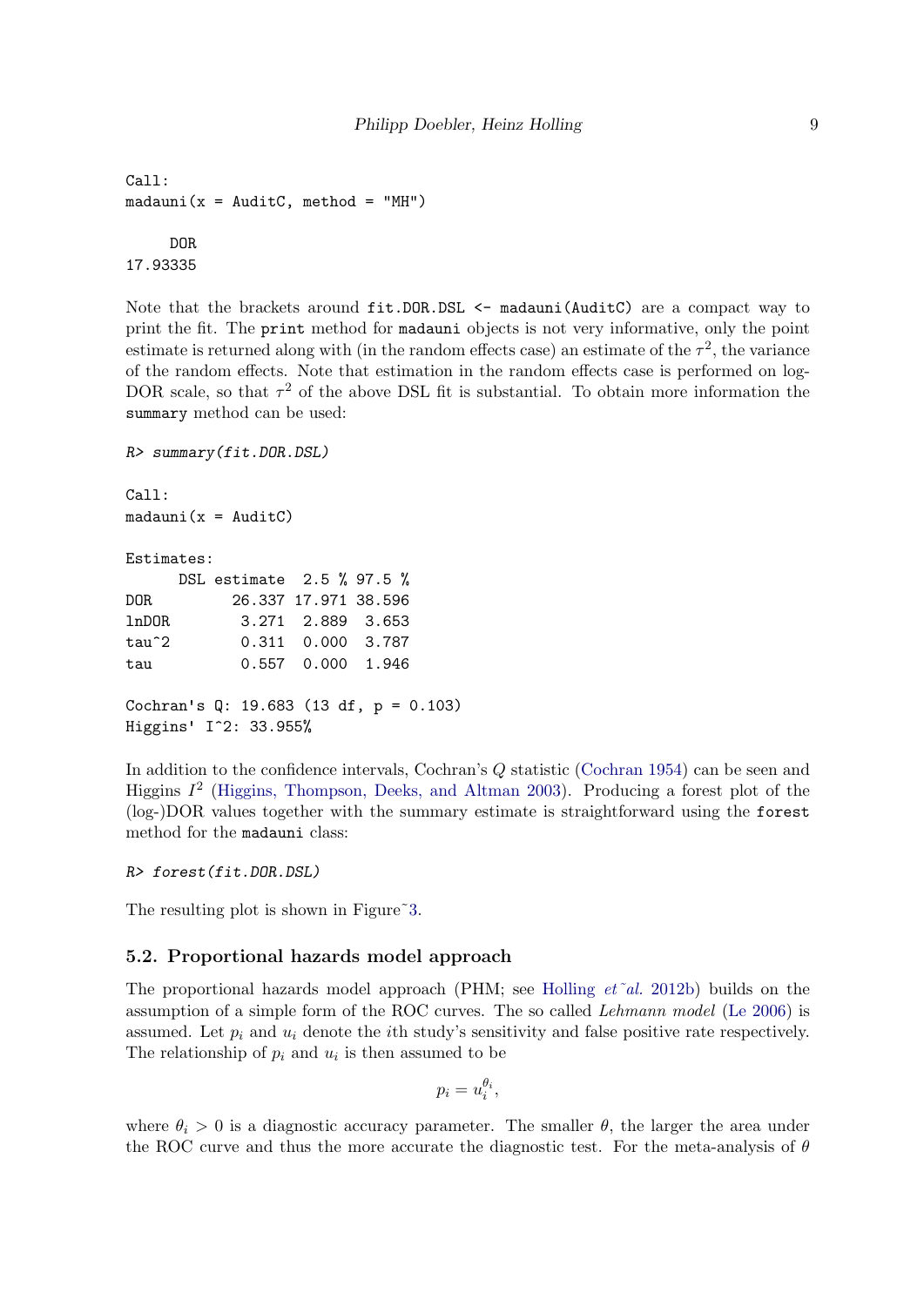```
Call:
madauni(x = AuditC, method = "MH")

     DOR
17.93335
```

Note that the brackets around `fit.DOR.DSL <- madauni(AuditC)` are a compact way to print the fit. The `print` method for `madauni` objects is not very informative, only the point estimate is returned along with (in the random effects case) an estimate of the $\tau^2$, the variance of the random effects. Note that estimation in the random effects case is performed on log-DOR scale, so that $\tau^2$ of the above DSL fit is substantial. To obtain more information the `summary` method can be used:

```
R> summary(fit.DOR.DSL)

Call:
madauni(x = AuditC)

Estimates:
      DSL estimate  2.5 % 97.5 %
DOR         26.337 17.971 38.596
lnDOR        3.271  2.889  3.653
tau^2        0.311  0.000  3.787
tau          0.557  0.000  1.946

Cochran's Q: 19.683 (13 df, p = 0.103)
Higgins' I^2: 33.955%
```

In addition to the confidence intervals, Cochran's $Q$ statistic (Cochran 1954) can be seen and Higgins $I^2$ (Higgins, Thompson, Deeks, and Altman 2003). Producing a forest plot of the (log-)DOR values together with the summary estimate is straightforward using the `forest` method for the `madauni` class:

```
R> forest(fit.DOR.DSL)
```

The resulting plot is shown in Figure~3.

## 5.2. Proportional hazards model approach

The proportional hazards model approach (PHM; see Holling *et~al.* 2012b) builds on the assumption of a simple form of the ROC curves. The so called *Lehmann model* (Le 2006) is assumed. Let $p_i$ and $u_i$ denote the $i$th study's sensitivity and false positive rate respectively. The relationship of $p_i$ and $u_i$ is then assumed to be

$$p_i = u_i^{\theta_i},$$

where $\theta_i > 0$ is a diagnostic accuracy parameter. The smaller $\theta$, the larger the area under the ROC curve and thus the more accurate the diagnostic test. For the meta-analysis of $\theta$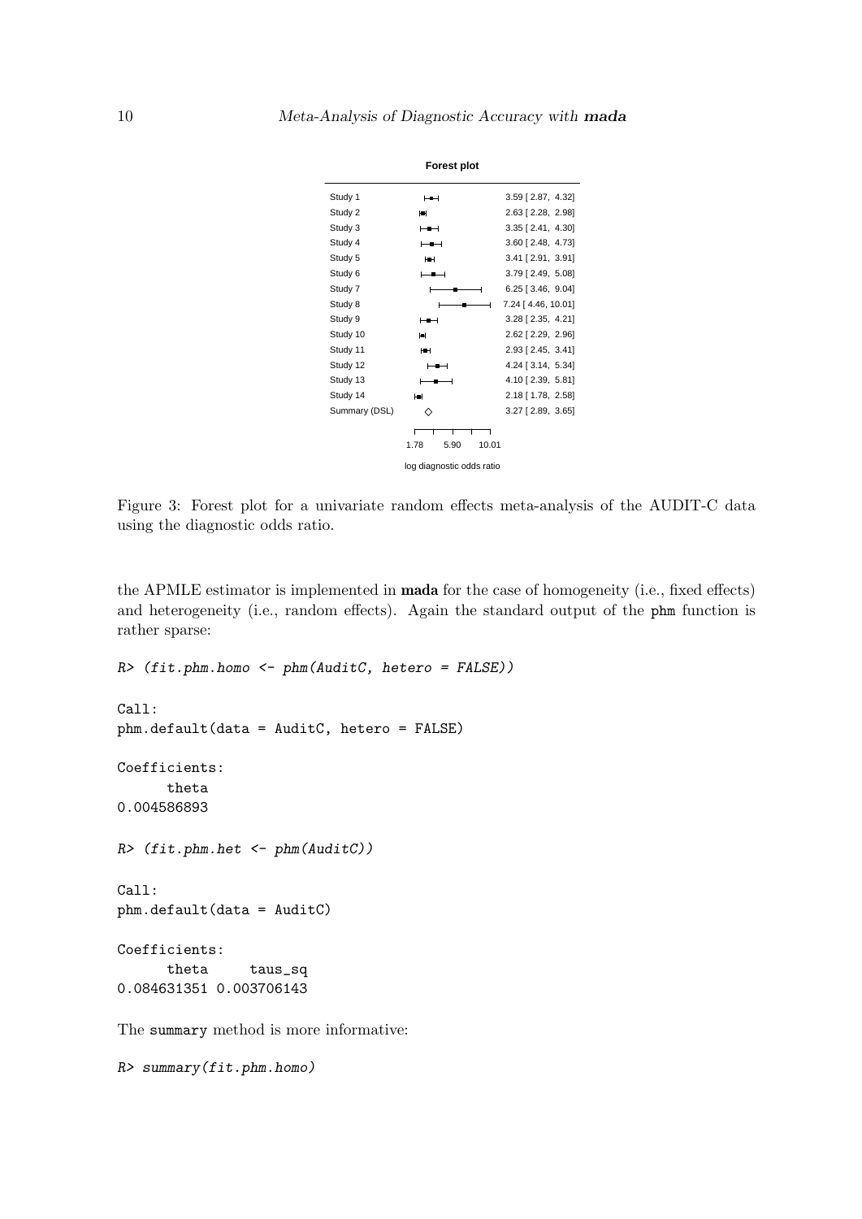Figure 3: Forest plot for a univariate random effects meta-analysis of the AUDIT-C data using the diagnostic odds ratio.

the APMLE estimator is implemented in **mada** for the case of homogeneity (i.e., fixed effects) and heterogeneity (i.e., random effects). Again the standard output of the phm function is rather sparse:

```
R> (fit.phm.homo <- phm(AuditC, hetero = FALSE))

Call:
phm.default(data = AuditC, hetero = FALSE)

Coefficients:
      theta
0.004586893

R> (fit.phm.het <- phm(AuditC))

Call:
phm.default(data = AuditC)

Coefficients:
      theta     taus_sq
0.084631351 0.003706143
```

The summary method is more informative:

```
R> summary(fit.phm.homo)
```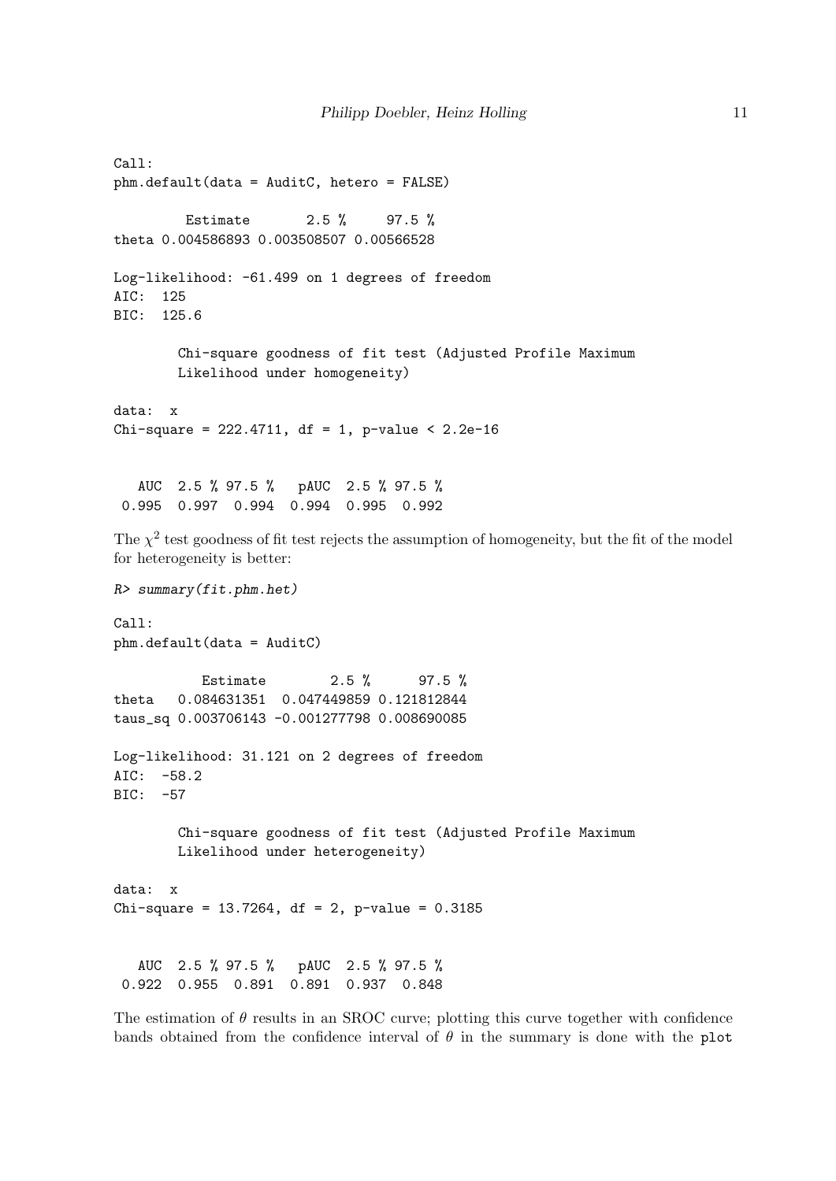```
Call:
phm.default(data = AuditC, hetero = FALSE)

         Estimate       2.5 %     97.5 %
theta 0.004586893 0.003508507 0.00566528

Log-likelihood: -61.499 on 1 degrees of freedom
AIC:  125
BIC:  125.6

        Chi-square goodness of fit test (Adjusted Profile Maximum
        Likelihood under homogeneity)

data:  x
Chi-square = 222.4711, df = 1, p-value < 2.2e-16


   AUC  2.5 % 97.5 %   pAUC  2.5 % 97.5 %
 0.995  0.997  0.994  0.994  0.995  0.992
```

The $\chi^2$ test goodness of fit test rejects the assumption of homogeneity, but the fit of the model for heterogeneity is better:

```
R> summary(fit.phm.het)

Call:
phm.default(data = AuditC)

           Estimate        2.5 %      97.5 %
theta   0.084631351  0.047449859 0.121812844
taus_sq 0.003706143 -0.001277798 0.008690085

Log-likelihood: 31.121 on 2 degrees of freedom
AIC:  -58.2
BIC:  -57

        Chi-square goodness of fit test (Adjusted Profile Maximum
        Likelihood under heterogeneity)

data:  x
Chi-square = 13.7264, df = 2, p-value = 0.3185


   AUC  2.5 % 97.5 %   pAUC  2.5 % 97.5 %
 0.922  0.955  0.891  0.891  0.937  0.848
```

The estimation of $\theta$ results in an SROC curve; plotting this curve together with confidence bands obtained from the confidence interval of $\theta$ in the summary is done with the `plot`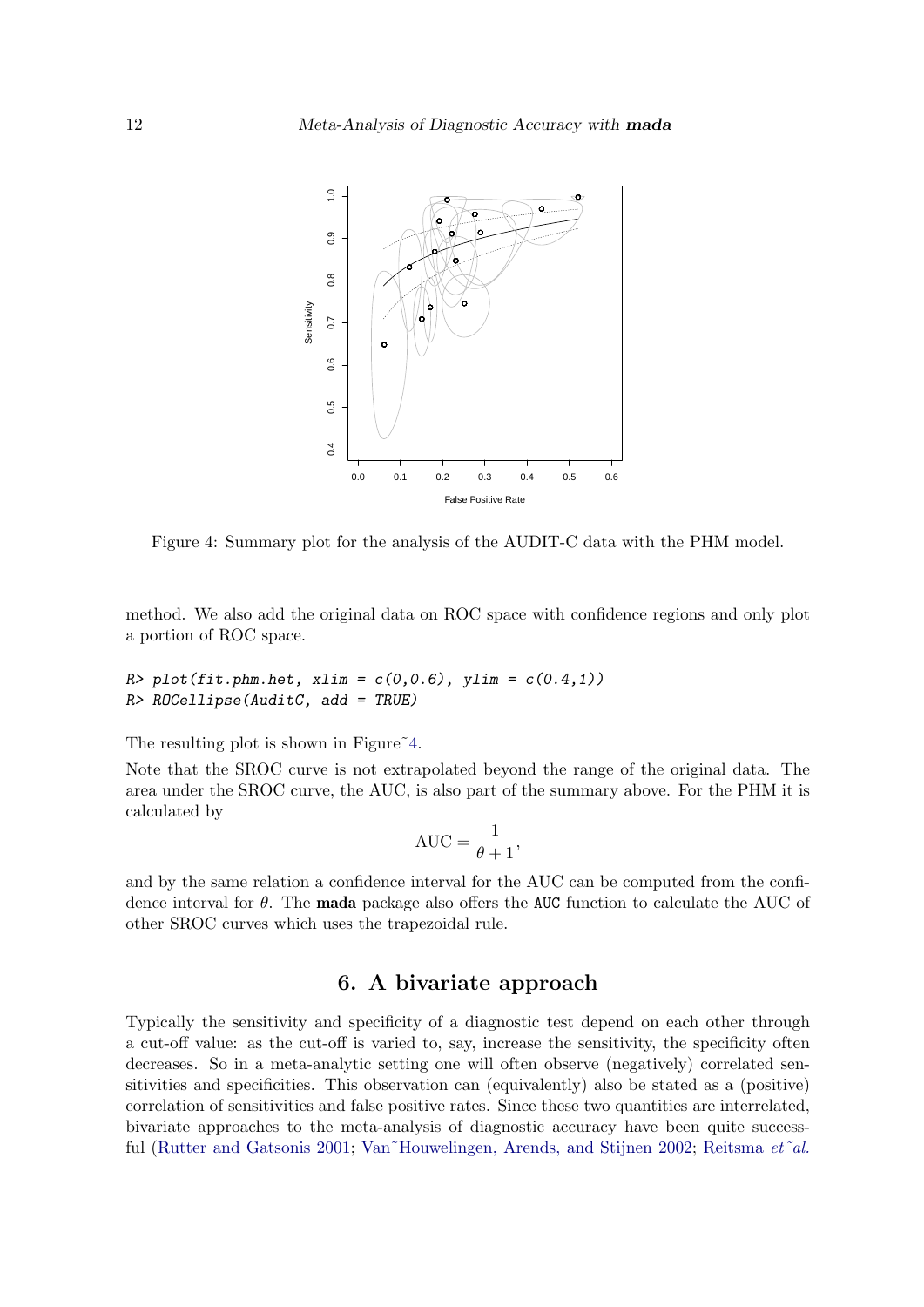Figure 4: Summary plot for the analysis of the AUDIT-C data with the PHM model.

method. We also add the original data on ROC space with confidence regions and only plot a portion of ROC space.

```
R> plot(fit.phm.het, xlim = c(0,0.6), ylim = c(0.4,1))
R> ROCellipse(AuditC, add = TRUE)
```

The resulting plot is shown in Figure 4.

Note that the SROC curve is not extrapolated beyond the range of the original data. The area under the SROC curve, the AUC, is also part of the summary above. For the PHM it is calculated by

$$\mathrm{AUC} = \frac{1}{\theta + 1},$$

and by the same relation a confidence interval for the AUC can be computed from the confidence interval for $\theta$. The **mada** package also offers the `AUC` function to calculate the AUC of other SROC curves which uses the trapezoidal rule.

## 6. A bivariate approach

Typically the sensitivity and specificity of a diagnostic test depend on each other through a cut-off value: as the cut-off is varied to, say, increase the sensitivity, the specificity often decreases. So in a meta-analytic setting one will often observe (negatively) correlated sensitivities and specificities. This observation can (equivalently) also be stated as a (positive) correlation of sensitivities and false positive rates. Since these two quantities are interrelated, bivariate approaches to the meta-analysis of diagnostic accuracy have been quite successful (Rutter and Gatsonis 2001; Van Houwelingen, Arends, and Stijnen 2002; Reitsma *et al.*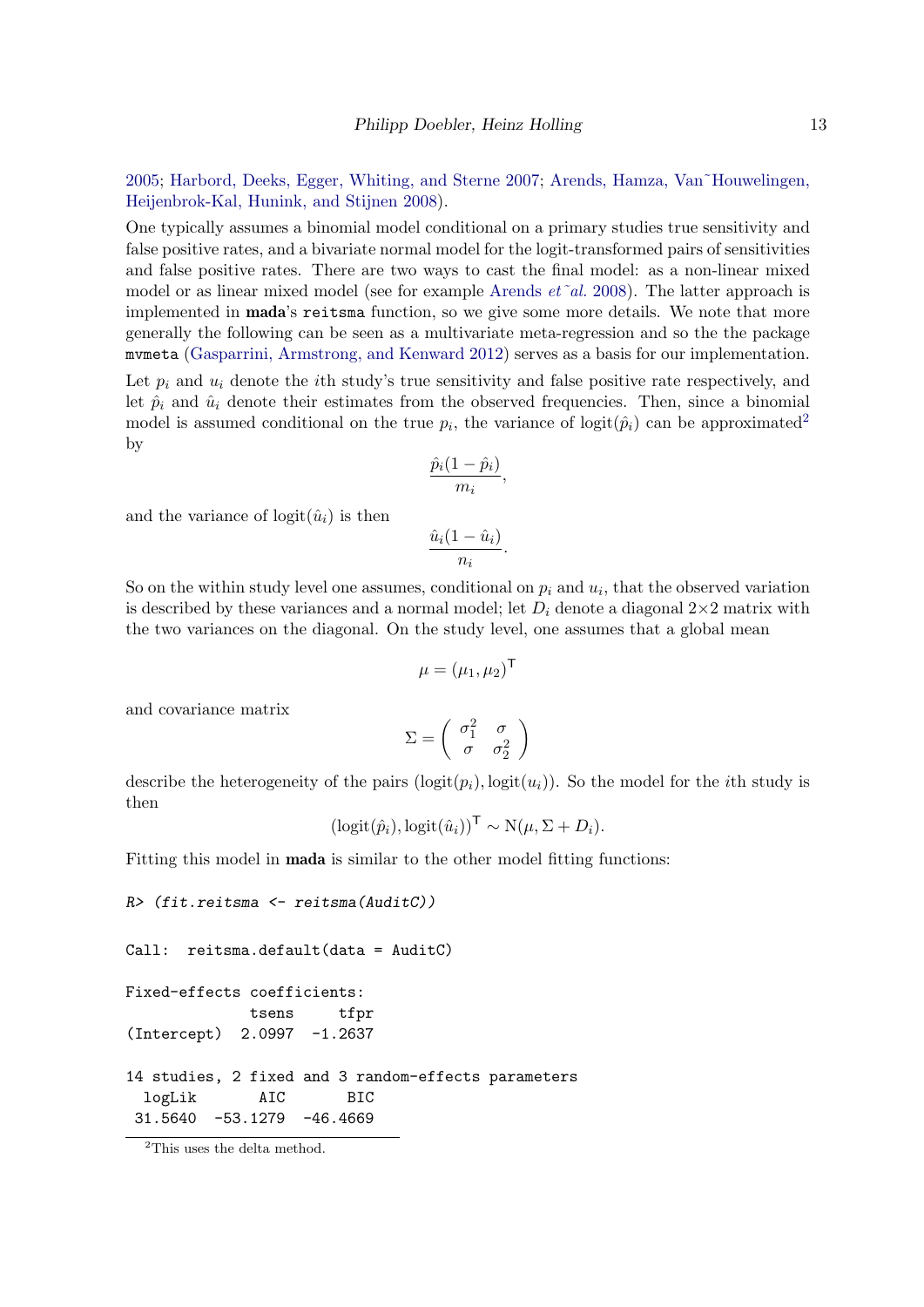2005; Harbord, Deeks, Egger, Whiting, and Sterne 2007; Arends, Hamza, Van~Houwelingen, Heijenbrok-Kal, Hunink, and Stijnen 2008).

One typically assumes a binomial model conditional on a primary studies true sensitivity and false positive rates, and a bivariate normal model for the logit-transformed pairs of sensitivities and false positive rates. There are two ways to cast the final model: as a non-linear mixed model or as linear mixed model (see for example Arends *et~al.* 2008). The latter approach is implemented in **mada**'s `reitsma` function, so we give some more details. We note that more generally the following can be seen as a multivariate meta-regression and so the the package `mvmeta` (Gasparrini, Armstrong, and Kenward 2012) serves as a basis for our implementation.

Let $p_i$ and $u_i$ denote the $i$th study's true sensitivity and false positive rate respectively, and let $\hat{p}_i$ and $\hat{u}_i$ denote their estimates from the observed frequencies. Then, since a binomial model is assumed conditional on the true $p_i$, the variance of $\text{logit}(\hat{p}_i)$ can be approximated[2] by

$$\frac{\hat{p}_i(1-\hat{p}_i)}{m_i},$$

and the variance of $\text{logit}(\hat{u}_i)$ is then

$$\frac{\hat{u}_i(1-\hat{u}_i)}{n_i}.$$

So on the within study level one assumes, conditional on $p_i$ and $u_i$, that the observed variation is described by these variances and a normal model; let $D_i$ denote a diagonal $2\times2$ matrix with the two variances on the diagonal. On the study level, one assumes that a global mean

$$\mu = (\mu_1, \mu_2)^\mathsf{T}$$

and covariance matrix

$$\Sigma = \begin{pmatrix} \sigma_1^2 & \sigma \\ \sigma & \sigma_2^2 \end{pmatrix}$$

describe the heterogeneity of the pairs $(\text{logit}(p_i), \text{logit}(u_i))$. So the model for the $i$th study is then

$$(\text{logit}(\hat{p}_i), \text{logit}(\hat{u}_i))^\mathsf{T} \sim \text{N}(\mu, \Sigma + D_i).$$

Fitting this model in **mada** is similar to the other model fitting functions:

```
R> (fit.reitsma <- reitsma(AuditC))

Call:  reitsma.default(data = AuditC)

Fixed-effects coefficients:
              tsens     tfpr
(Intercept)  2.0997  -1.2637

14 studies, 2 fixed and 3 random-effects parameters
  logLik       AIC       BIC
 31.5640  -53.1279  -46.4669
```

[2] This uses the delta method.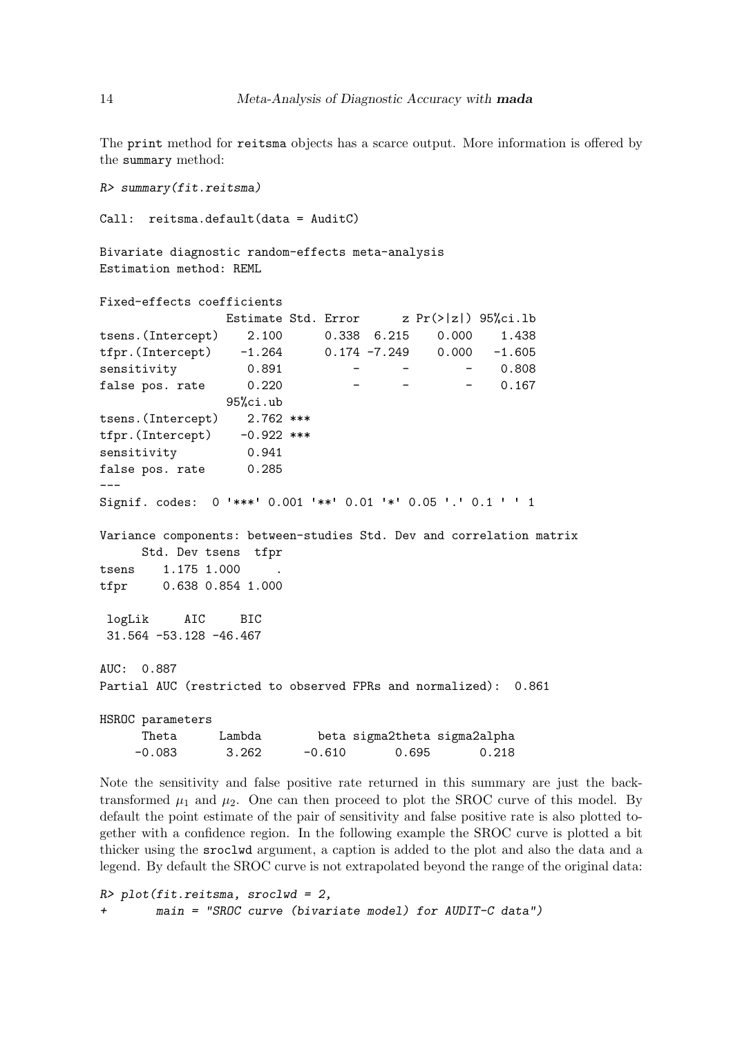The print method for reitsma objects has a scarce output. More information is offered by the summary method:

```
R> summary(fit.reitsma)

Call:  reitsma.default(data = AuditC)

Bivariate diagnostic random-effects meta-analysis
Estimation method: REML

Fixed-effects coefficients
                 Estimate Std. Error      z Pr(>|z|) 95%ci.lb
tsens.(Intercept)    2.100      0.338  6.215    0.000    1.438
tfpr.(Intercept)    -1.264      0.174 -7.249    0.000   -1.605
sensitivity          0.891          -      -        -    0.808
false pos. rate      0.220          -      -        -    0.167
                 95%ci.ub
tsens.(Intercept)    2.762 ***
tfpr.(Intercept)    -0.922 ***
sensitivity          0.941
false pos. rate      0.285
---
Signif. codes:  0 '***' 0.001 '**' 0.01 '*' 0.05 '.' 0.1 ' ' 1

Variance components: between-studies Std. Dev and correlation matrix
      Std. Dev tsens  tfpr
tsens    1.175 1.000     .
tfpr     0.638 0.854 1.000

 logLik     AIC     BIC
 31.564 -53.128 -46.467

AUC:  0.887
Partial AUC (restricted to observed FPRs and normalized):  0.861

HSROC parameters
      Theta      Lambda        beta sigma2theta sigma2alpha
     -0.083       3.262      -0.610       0.695       0.218
```

Note the sensitivity and false positive rate returned in this summary are just the back-transformed $\mu_1$ and $\mu_2$. One can then proceed to plot the SROC curve of this model. By default the point estimate of the pair of sensitivity and false positive rate is also plotted together with a confidence region. In the following example the SROC curve is plotted a bit thicker using the sroclwd argument, a caption is added to the plot and also the data and a legend. By default the SROC curve is not extrapolated beyond the range of the original data:

```
R> plot(fit.reitsma, sroclwd = 2,
+       main = "SROC curve (bivariate model) for AUDIT-C data")
```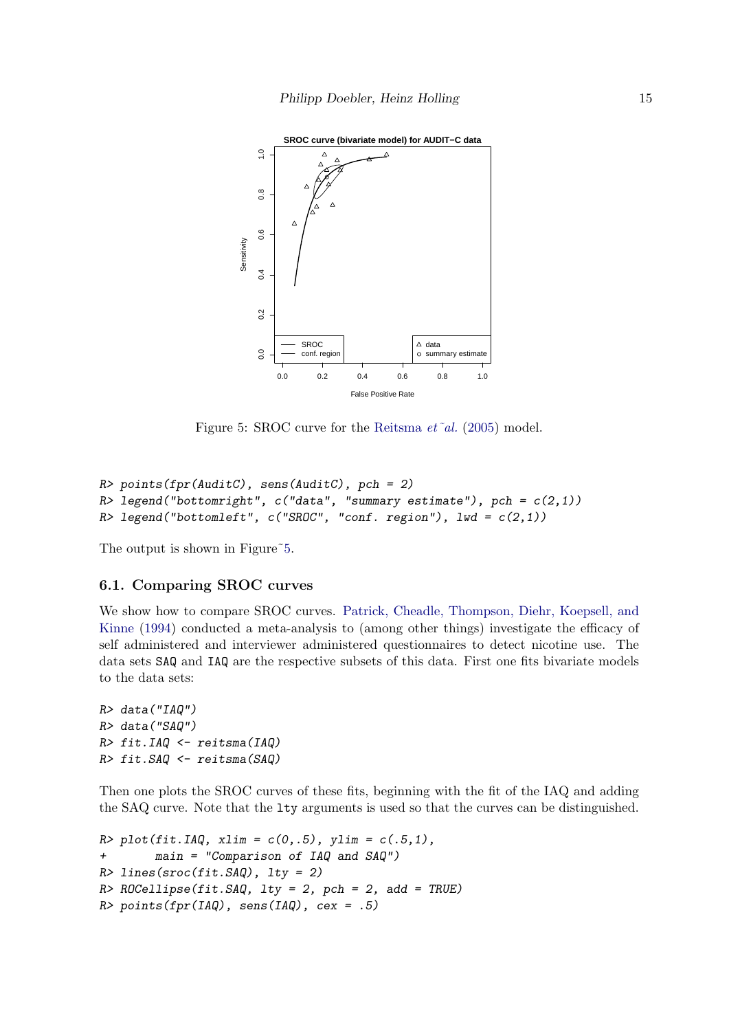Figure 5: SROC curve for the Reitsma et al. (2005) model.

```
R> points(fpr(AuditC), sens(AuditC), pch = 2)
R> legend("bottomright", c("data", "summary estimate"), pch = c(2,1))
R> legend("bottomleft", c("SROC", "conf. region"), lwd = c(2,1))
```

The output is shown in Figure 5.

### 6.1. Comparing SROC curves

We show how to compare SROC curves. Patrick, Cheadle, Thompson, Diehr, Koepsell, and Kinne (1994) conducted a meta-analysis to (among other things) investigate the efficacy of self administered and interviewer administered questionnaires to detect nicotine use. The data sets `SAQ` and `IAQ` are the respective subsets of this data. First one fits bivariate models to the data sets:

```
R> data("IAQ")
R> data("SAQ")
R> fit.IAQ <- reitsma(IAQ)
R> fit.SAQ <- reitsma(SAQ)
```

Then one plots the SROC curves of these fits, beginning with the fit of the IAQ and adding the SAQ curve. Note that the `lty` arguments is used so that the curves can be distinguished.

```
R> plot(fit.IAQ, xlim = c(0,.5), ylim = c(.5,1),
+       main = "Comparison of IAQ and SAQ")
R> lines(sroc(fit.SAQ), lty = 2)
R> ROCellipse(fit.SAQ, lty = 2, pch = 2, add = TRUE)
R> points(fpr(IAQ), sens(IAQ), cex = .5)
```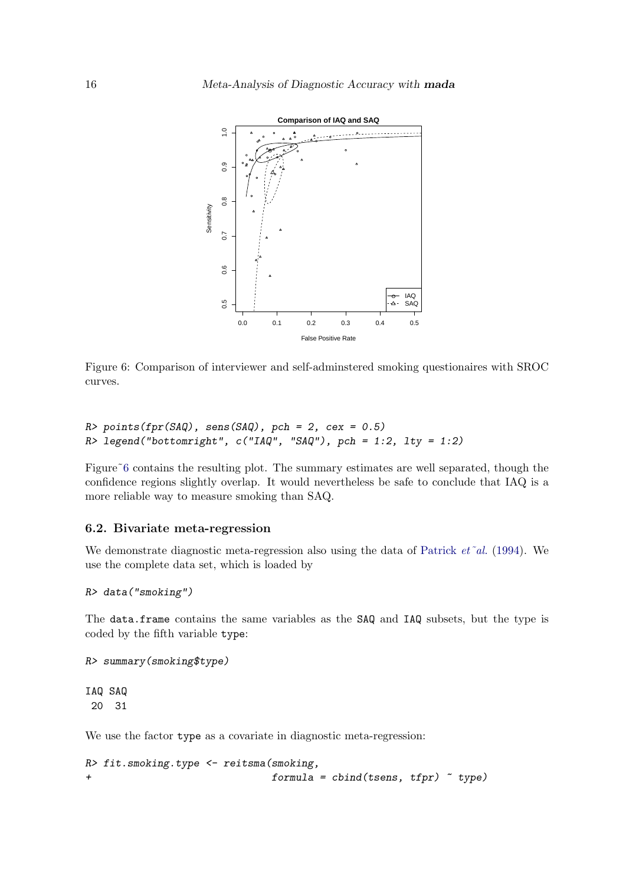Figure 6: Comparison of interviewer and self-adminstered smoking questionaires with SROC curves.

```
R> points(fpr(SAQ), sens(SAQ), pch = 2, cex = 0.5)
R> legend("bottomright", c("IAQ", "SAQ"), pch = 1:2, lty = 1:2)
```

Figure 6 contains the resulting plot. The summary estimates are well separated, though the confidence regions slightly overlap. It would nevertheless be safe to conclude that IAQ is a more reliable way to measure smoking than SAQ.

### 6.2. Bivariate meta-regression

We demonstrate diagnostic meta-regression also using the data of Patrick *et al.* (1994). We use the complete data set, which is loaded by

```
R> data("smoking")
```

The data.frame contains the same variables as the SAQ and IAQ subsets, but the type is coded by the fifth variable type:

```
R> summary(smoking$type)

IAQ SAQ
 20  31
```

We use the factor type as a covariate in diagnostic meta-regression:

```
R> fit.smoking.type <- reitsma(smoking,
+                              formula = cbind(tsens, tfpr) ~ type)
```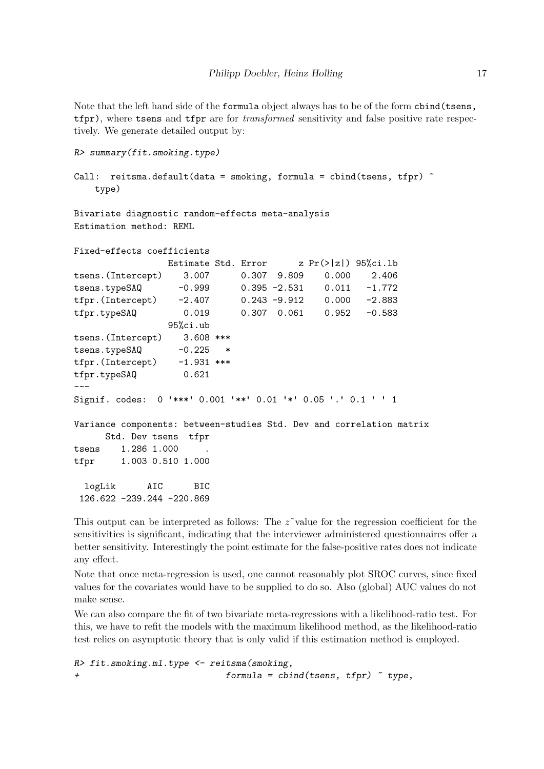Note that the left hand side of the formula object always has to be of the form cbind(tsens, tfpr), where tsens and tfpr are for *transformed* sensitivity and false positive rate respectively. We generate detailed output by:

```
R> summary(fit.smoking.type)

Call:  reitsma.default(data = smoking, formula = cbind(tsens, tfpr) ~
    type)

Bivariate diagnostic random-effects meta-analysis
Estimation method: REML

Fixed-effects coefficients
                 Estimate Std. Error      z Pr(>|z|) 95%ci.lb
tsens.(Intercept)    3.007      0.307  9.809    0.000    2.406
tsens.typeSAQ       -0.999      0.395 -2.531    0.011   -1.772
tfpr.(Intercept)    -2.407      0.243 -9.912    0.000   -2.883
tfpr.typeSAQ         0.019      0.307  0.061    0.952   -0.583
                 95%ci.ub
tsens.(Intercept)    3.608 ***
tsens.typeSAQ       -0.225   *
tfpr.(Intercept)    -1.931 ***
tfpr.typeSAQ         0.621
---
Signif. codes:  0 '***' 0.001 '**' 0.01 '*' 0.05 '.' 0.1 ' ' 1

Variance components: between-studies Std. Dev and correlation matrix
      Std. Dev tsens  tfpr
tsens    1.286 1.000     .
tfpr     1.003 0.510 1.000

  logLik      AIC      BIC
 126.622 -239.244 -220.869
```

This output can be interpreted as follows: The $z$~value for the regression coefficient for the sensitivities is significant, indicating that the interviewer administered questionnaires offer a better sensitivity. Interestingly the point estimate for the false-positive rates does not indicate any effect.

Note that once meta-regression is used, one cannot reasonably plot SROC curves, since fixed values for the covariates would have to be supplied to do so. Also (global) AUC values do not make sense.

We can also compare the fit of two bivariate meta-regressions with a likelihood-ratio test. For this, we have to refit the models with the maximum likelihood method, as the likelihood-ratio test relies on asymptotic theory that is only valid if this estimation method is employed.

```
R> fit.smoking.ml.type <- reitsma(smoking,
+                            formula = cbind(tsens, tfpr) ~ type,
```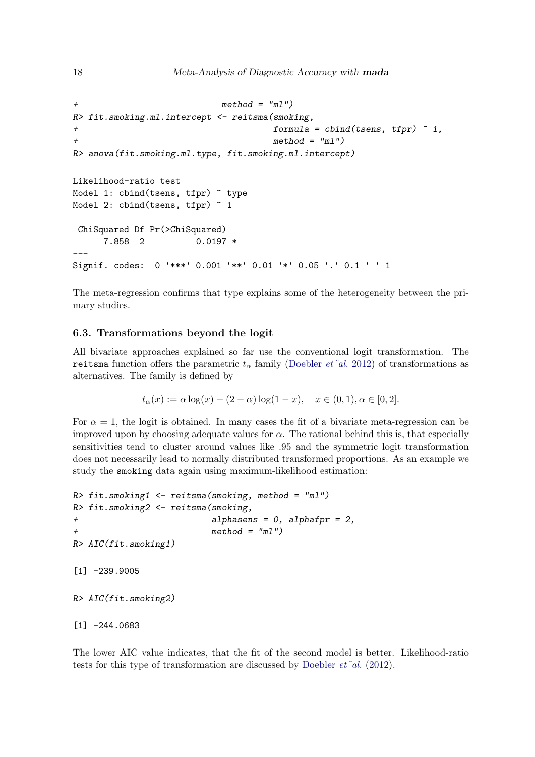```
+                             method = "ml")
R> fit.smoking.ml.intercept <- reitsma(smoking,
+                                      formula = cbind(tsens, tfpr) ~ 1,
+                                      method = "ml")
R> anova(fit.smoking.ml.type, fit.smoking.ml.intercept)

Likelihood-ratio test
Model 1: cbind(tsens, tfpr) ~ type
Model 2: cbind(tsens, tfpr) ~ 1

 ChiSquared Df Pr(>ChiSquared)
      7.858  2          0.0197 *
---
Signif. codes:  0 '***' 0.001 '**' 0.01 '*' 0.05 '.' 0.1 ' ' 1
```

The meta-regression confirms that type explains some of the heterogeneity between the primary studies.

### 6.3. Transformations beyond the logit

All bivariate approaches explained so far use the conventional logit transformation. The `reitsma` function offers the parametric $t_\alpha$ family (Doebler *et al.* 2012) of transformations as alternatives. The family is defined by

$$t_\alpha(x) := \alpha \log(x) - (2 - \alpha)\log(1 - x), \quad x \in (0, 1), \alpha \in [0, 2].$$

For $\alpha = 1$, the logit is obtained. In many cases the fit of a bivariate meta-regression can be improved upon by choosing adequate values for $\alpha$. The rational behind this is, that especially sensitivities tend to cluster around values like .95 and the symmetric logit transformation does not necessarily lead to normally distributed transformed proportions. As an example we study the `smoking` data again using maximum-likelihood estimation:

```
R> fit.smoking1 <- reitsma(smoking, method = "ml")
R> fit.smoking2 <- reitsma(smoking,
+                          alphasens = 0, alphafpr = 2,
+                          method = "ml")
R> AIC(fit.smoking1)

[1] -239.9005

R> AIC(fit.smoking2)

[1] -244.0683
```

The lower AIC value indicates, that the fit of the second model is better. Likelihood-ratio tests for this type of transformation are discussed by Doebler *et al.* (2012).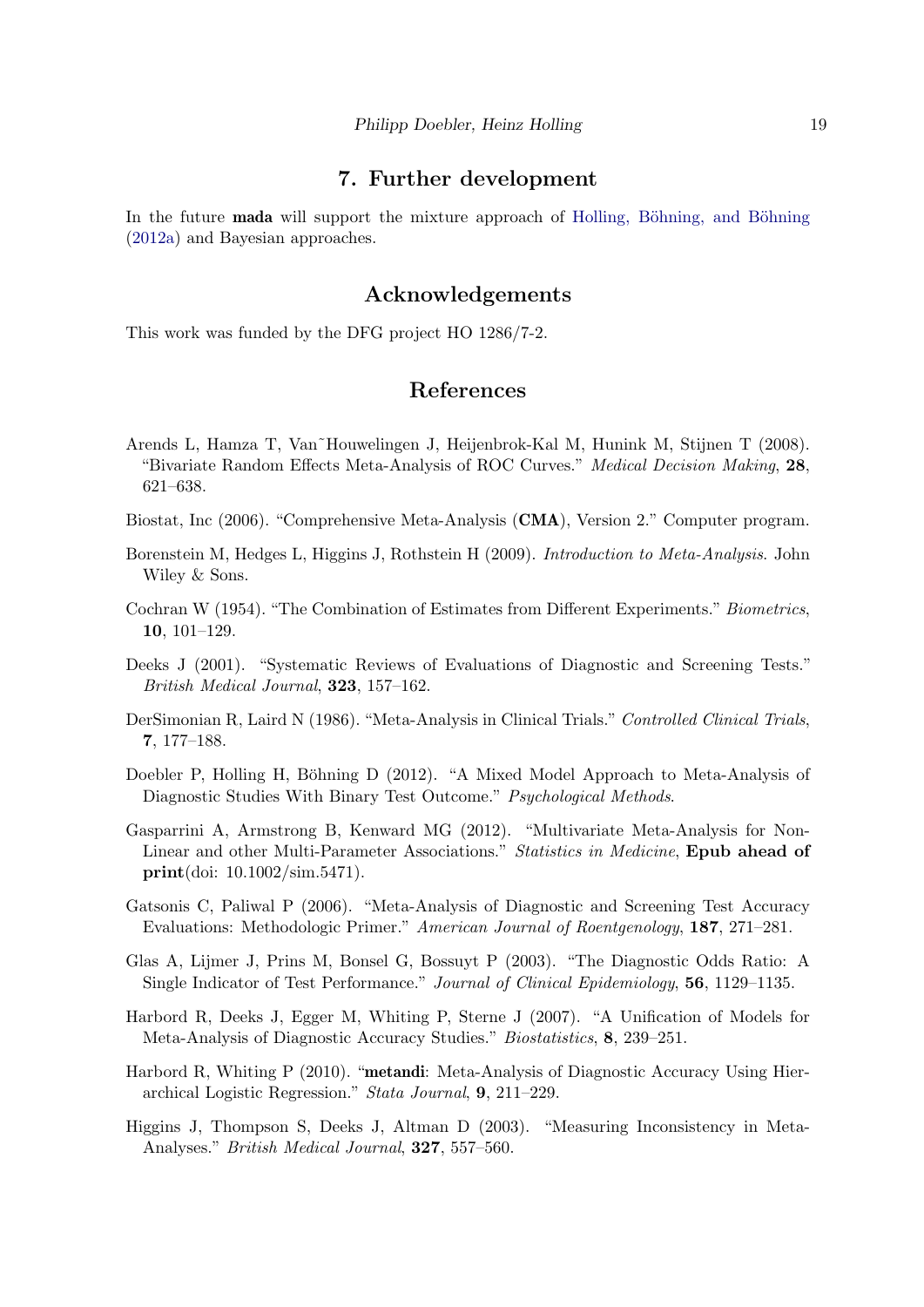## 7. Further development

In the future **mada** will support the mixture approach of Holling, Böhning, and Böhning (2012a) and Bayesian approaches.

## Acknowledgements

This work was funded by the DFG project HO 1286/7-2.

## References

Arends L, Hamza T, Van˜Houwelingen J, Heijenbrok-Kal M, Hunink M, Stijnen T (2008). "Bivariate Random Effects Meta-Analysis of ROC Curves." *Medical Decision Making*, **28**, 621–638.

Biostat, Inc (2006). "Comprehensive Meta-Analysis (**CMA**), Version 2." Computer program.

Borenstein M, Hedges L, Higgins J, Rothstein H (2009). *Introduction to Meta-Analysis*. John Wiley & Sons.

Cochran W (1954). "The Combination of Estimates from Different Experiments." *Biometrics*, **10**, 101–129.

Deeks J (2001). "Systematic Reviews of Evaluations of Diagnostic and Screening Tests." *British Medical Journal*, **323**, 157–162.

DerSimonian R, Laird N (1986). "Meta-Analysis in Clinical Trials." *Controlled Clinical Trials*, **7**, 177–188.

Doebler P, Holling H, Böhning D (2012). "A Mixed Model Approach to Meta-Analysis of Diagnostic Studies With Binary Test Outcome." *Psychological Methods*.

Gasparrini A, Armstrong B, Kenward MG (2012). "Multivariate Meta-Analysis for Non-Linear and other Multi-Parameter Associations." *Statistics in Medicine*, **Epub ahead of print**(doi: 10.1002/sim.5471).

Gatsonis C, Paliwal P (2006). "Meta-Analysis of Diagnostic and Screening Test Accuracy Evaluations: Methodologic Primer." *American Journal of Roentgenology*, **187**, 271–281.

Glas A, Lijmer J, Prins M, Bonsel G, Bossuyt P (2003). "The Diagnostic Odds Ratio: A Single Indicator of Test Performance." *Journal of Clinical Epidemiology*, **56**, 1129–1135.

Harbord R, Deeks J, Egger M, Whiting P, Sterne J (2007). "A Unification of Models for Meta-Analysis of Diagnostic Accuracy Studies." *Biostatistics*, **8**, 239–251.

Harbord R, Whiting P (2010). "**metandi**: Meta-Analysis of Diagnostic Accuracy Using Hierarchical Logistic Regression." *Stata Journal*, **9**, 211–229.

Higgins J, Thompson S, Deeks J, Altman D (2003). "Measuring Inconsistency in Meta-Analyses." *British Medical Journal*, **327**, 557–560.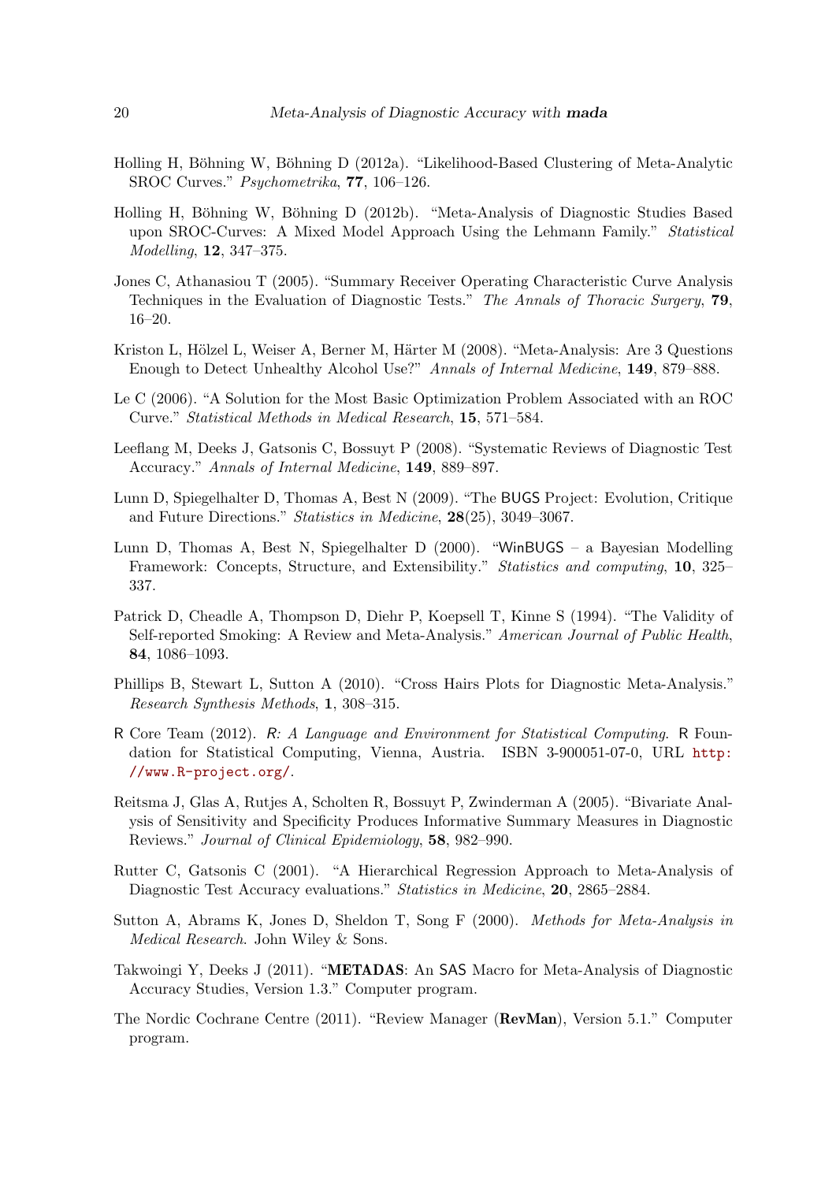Holling H, Böhning W, Böhning D (2012a). "Likelihood-Based Clustering of Meta-Analytic SROC Curves." *Psychometrika*, **77**, 106–126.

Holling H, Böhning W, Böhning D (2012b). "Meta-Analysis of Diagnostic Studies Based upon SROC-Curves: A Mixed Model Approach Using the Lehmann Family." *Statistical Modelling*, **12**, 347–375.

Jones C, Athanasiou T (2005). "Summary Receiver Operating Characteristic Curve Analysis Techniques in the Evaluation of Diagnostic Tests." *The Annals of Thoracic Surgery*, **79**, 16–20.

Kriston L, Hölzel L, Weiser A, Berner M, Härter M (2008). "Meta-Analysis: Are 3 Questions Enough to Detect Unhealthy Alcohol Use?" *Annals of Internal Medicine*, **149**, 879–888.

Le C (2006). "A Solution for the Most Basic Optimization Problem Associated with an ROC Curve." *Statistical Methods in Medical Research*, **15**, 571–584.

Leeflang M, Deeks J, Gatsonis C, Bossuyt P (2008). "Systematic Reviews of Diagnostic Test Accuracy." *Annals of Internal Medicine*, **149**, 889–897.

Lunn D, Spiegelhalter D, Thomas A, Best N (2009). "The BUGS Project: Evolution, Critique and Future Directions." *Statistics in Medicine*, **28**(25), 3049–3067.

Lunn D, Thomas A, Best N, Spiegelhalter D (2000). "WinBUGS – a Bayesian Modelling Framework: Concepts, Structure, and Extensibility." *Statistics and computing*, **10**, 325–337.

Patrick D, Cheadle A, Thompson D, Diehr P, Koepsell T, Kinne S (1994). "The Validity of Self-reported Smoking: A Review and Meta-Analysis." *American Journal of Public Health*, **84**, 1086–1093.

Phillips B, Stewart L, Sutton A (2010). "Cross Hairs Plots for Diagnostic Meta-Analysis." *Research Synthesis Methods*, **1**, 308–315.

R Core Team (2012). *R: A Language and Environment for Statistical Computing*. R Foundation for Statistical Computing, Vienna, Austria. ISBN 3-900051-07-0, URL http://www.R-project.org/.

Reitsma J, Glas A, Rutjes A, Scholten R, Bossuyt P, Zwinderman A (2005). "Bivariate Analysis of Sensitivity and Specificity Produces Informative Summary Measures in Diagnostic Reviews." *Journal of Clinical Epidemiology*, **58**, 982–990.

Rutter C, Gatsonis C (2001). "A Hierarchical Regression Approach to Meta-Analysis of Diagnostic Test Accuracy evaluations." *Statistics in Medicine*, **20**, 2865–2884.

Sutton A, Abrams K, Jones D, Sheldon T, Song F (2000). *Methods for Meta-Analysis in Medical Research*. John Wiley & Sons.

Takwoingi Y, Deeks J (2011). "**METADAS**: An SAS Macro for Meta-Analysis of Diagnostic Accuracy Studies, Version 1.3." Computer program.

The Nordic Cochrane Centre (2011). "Review Manager (**RevMan**), Version 5.1." Computer program.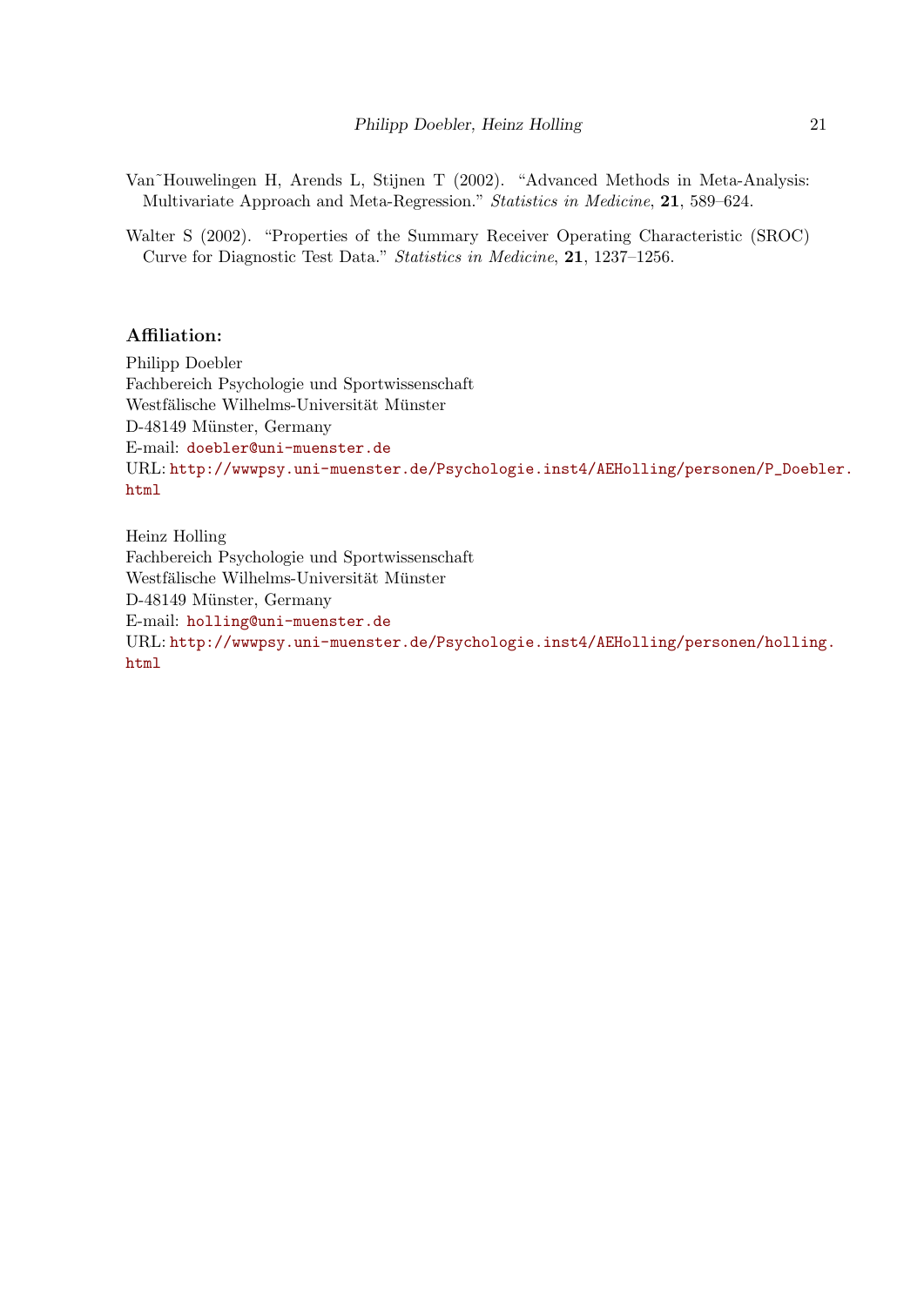Van~Houwelingen H, Arends L, Stijnen T (2002). "Advanced Methods in Meta-Analysis: Multivariate Approach and Meta-Regression." *Statistics in Medicine*, **21**, 589–624.

Walter S (2002). "Properties of the Summary Receiver Operating Characteristic (SROC) Curve for Diagnostic Test Data." *Statistics in Medicine*, **21**, 1237–1256.

**Affiliation:**

Philipp Doebler
Fachbereich Psychologie und Sportwissenschaft
Westfälische Wilhelms-Universität Münster
D-48149 Münster, Germany
E-mail: doebler@uni-muenster.de
URL: http://wwwpsy.uni-muenster.de/Psychologie.inst4/AEHolling/personen/P_Doebler.html

Heinz Holling
Fachbereich Psychologie und Sportwissenschaft
Westfälische Wilhelms-Universität Münster
D-48149 Münster, Germany
E-mail: holling@uni-muenster.de
URL: http://wwwpsy.uni-muenster.de/Psychologie.inst4/AEHolling/personen/holling.html